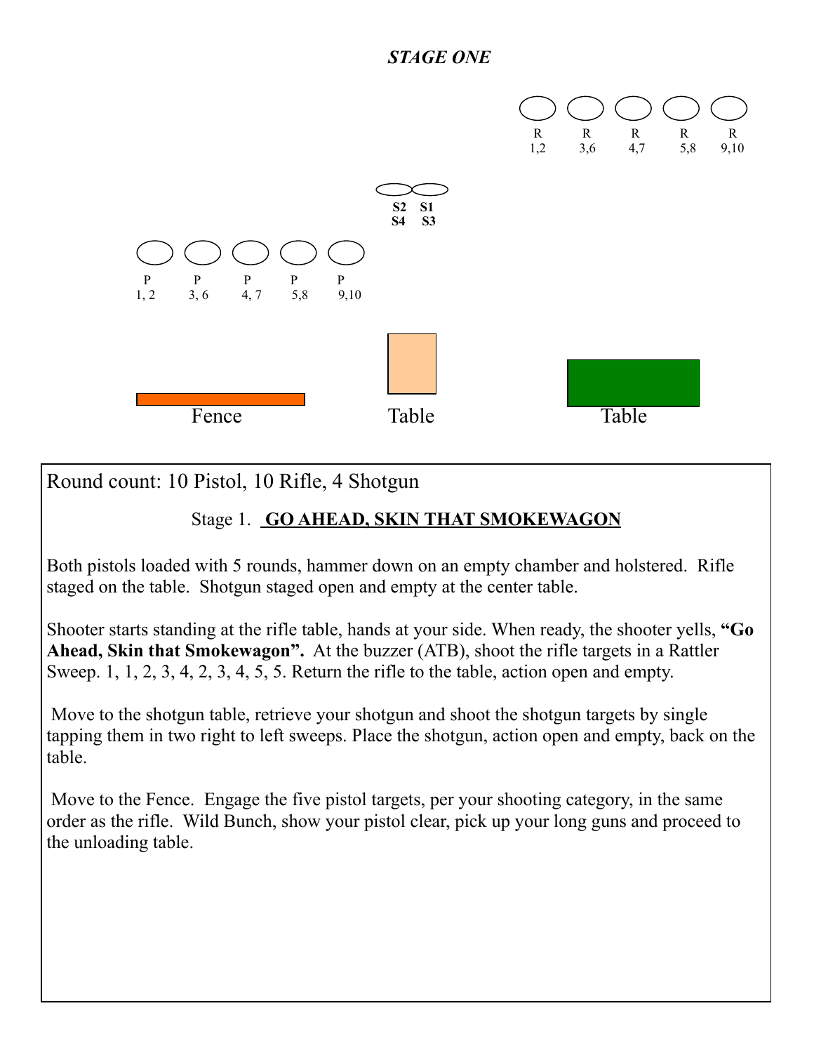# *STAGE ONE*

R 1,2 — R 3,6 — R 4,7 — R 5,8 — R 9,10

S2 S4 — S1 S3

P 1, 2 — P 3, 6 — P 4, 7 — P 5,8 — P 9,10

Fence — Table — Table

Round count: 10 Pistol, 10 Rifle, 4 Shotgun

Stage 1. **GO AHEAD, SKIN THAT SMOKEWAGON**

Both pistols loaded with 5 rounds, hammer down on an empty chamber and holstered. Rifle staged on the table. Shotgun staged open and empty at the center table.

Shooter starts standing at the rifle table, hands at your side. When ready, the shooter yells, **"Go Ahead, Skin that Smokewagon".** At the buzzer (ATB), shoot the rifle targets in a Rattler Sweep. 1, 1, 2, 3, 4, 2, 3, 4, 5, 5. Return the rifle to the table, action open and empty.

Move to the shotgun table, retrieve your shotgun and shoot the shotgun targets by single tapping them in two right to left sweeps. Place the shotgun, action open and empty, back on the table.

Move to the Fence. Engage the five pistol targets, per your shooting category, in the same order as the rifle. Wild Bunch, show your pistol clear, pick up your long guns and proceed to the unloading table.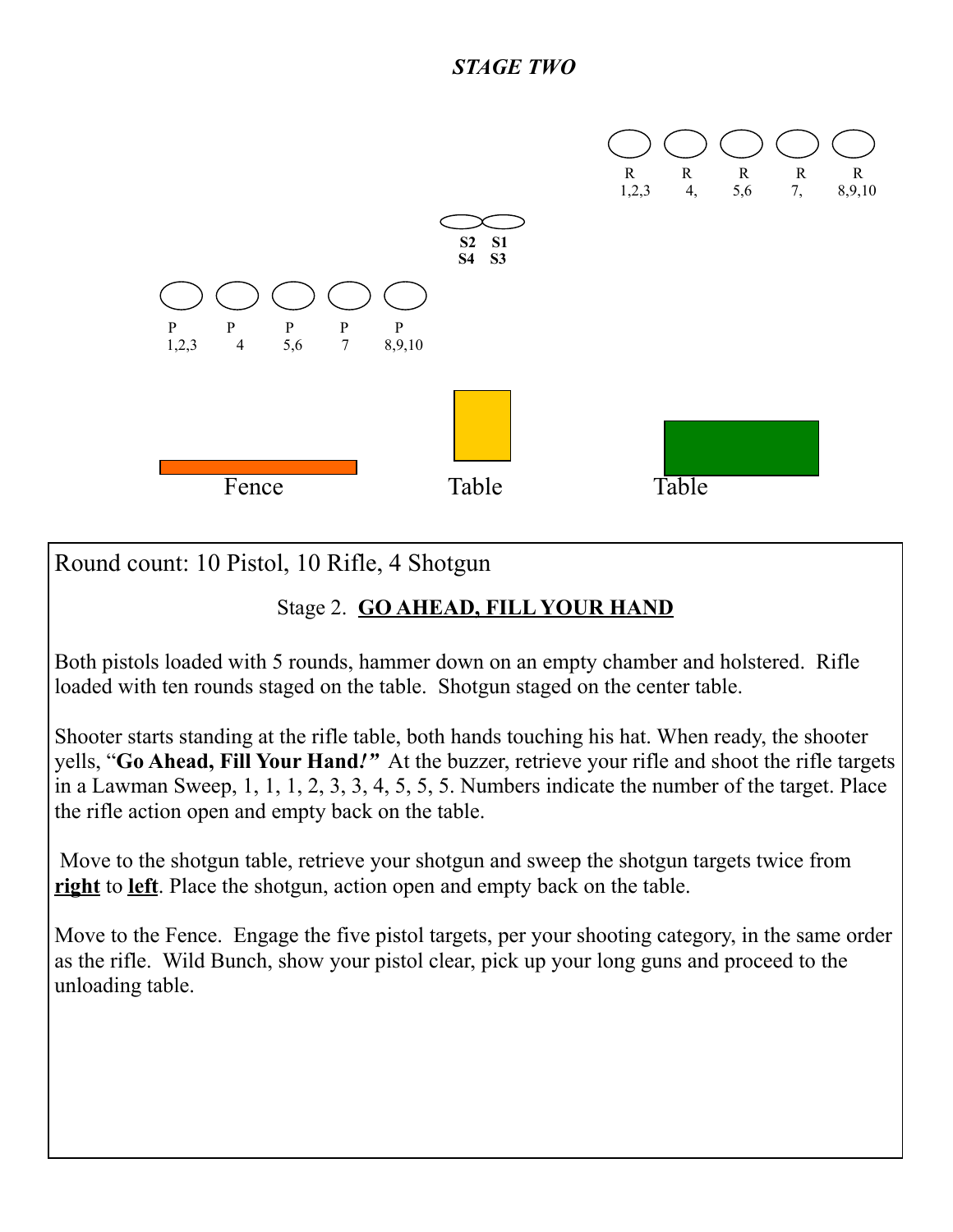***STAGE TWO***

R 1,2,3 &nbsp; R 4, &nbsp; R 5,6 &nbsp; R 7, &nbsp; R 8,9,10

**S2 S1**
**S4 S3**

P 1,2,3 &nbsp; P 4 &nbsp; P 5,6 &nbsp; P 7 &nbsp; P 8,9,10

Fence &nbsp; Table &nbsp; Table

Round count: 10 Pistol, 10 Rifle, 4 Shotgun

Stage 2. **GO AHEAD, FILL YOUR HAND**

Both pistols loaded with 5 rounds, hammer down on an empty chamber and holstered. Rifle loaded with ten rounds staged on the table. Shotgun staged on the center table.

Shooter starts standing at the rifle table, both hands touching his hat. When ready, the shooter yells, "**Go Ahead, Fill Your Hand*!*"** At the buzzer, retrieve your rifle and shoot the rifle targets in a Lawman Sweep, 1, 1, 1, 2, 3, 3, 4, 5, 5, 5. Numbers indicate the number of the target. Place the rifle action open and empty back on the table.

Move to the shotgun table, retrieve your shotgun and sweep the shotgun targets twice from **right** to **left**. Place the shotgun, action open and empty back on the table.

Move to the Fence. Engage the five pistol targets, per your shooting category, in the same order as the rifle. Wild Bunch, show your pistol clear, pick up your long guns and proceed to the unloading table.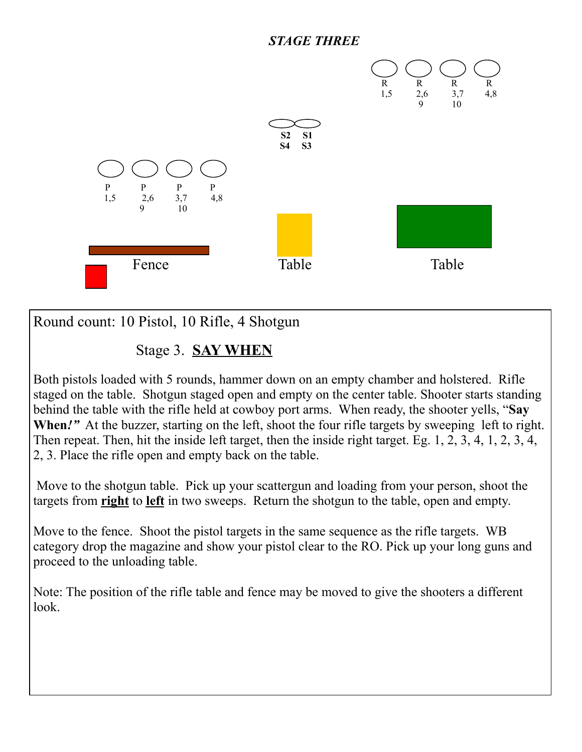***STAGE THREE***

R 1,5 — R 2,6 9 — R 3,7 10 — R 4,8

S2 S4 — S1 S3

P 1,5 — P 2,6 9 — P 3,7 10 — P 4,8

Fence — Table — Table

Round count: 10 Pistol, 10 Rifle, 4 Shotgun

## Stage 3. <u>**SAY WHEN**</u>

Both pistols loaded with 5 rounds, hammer down on an empty chamber and holstered. Rifle staged on the table. Shotgun staged open and empty on the center table. Shooter starts standing behind the table with the rifle held at cowboy port arms. When ready, the shooter yells, "**Say When*!*"** At the buzzer, starting on the left, shoot the four rifle targets by sweeping left to right. Then repeat. Then, hit the inside left target, then the inside right target. Eg. 1, 2, 3, 4, 1, 2, 3, 4, 2, 3. Place the rifle open and empty back on the table.

Move to the shotgun table. Pick up your scattergun and loading from your person, shoot the targets from <u>**right**</u> to <u>**left**</u> in two sweeps. Return the shotgun to the table, open and empty.

Move to the fence. Shoot the pistol targets in the same sequence as the rifle targets. WB category drop the magazine and show your pistol clear to the RO. Pick up your long guns and proceed to the unloading table.

Note: The position of the rifle table and fence may be moved to give the shooters a different look.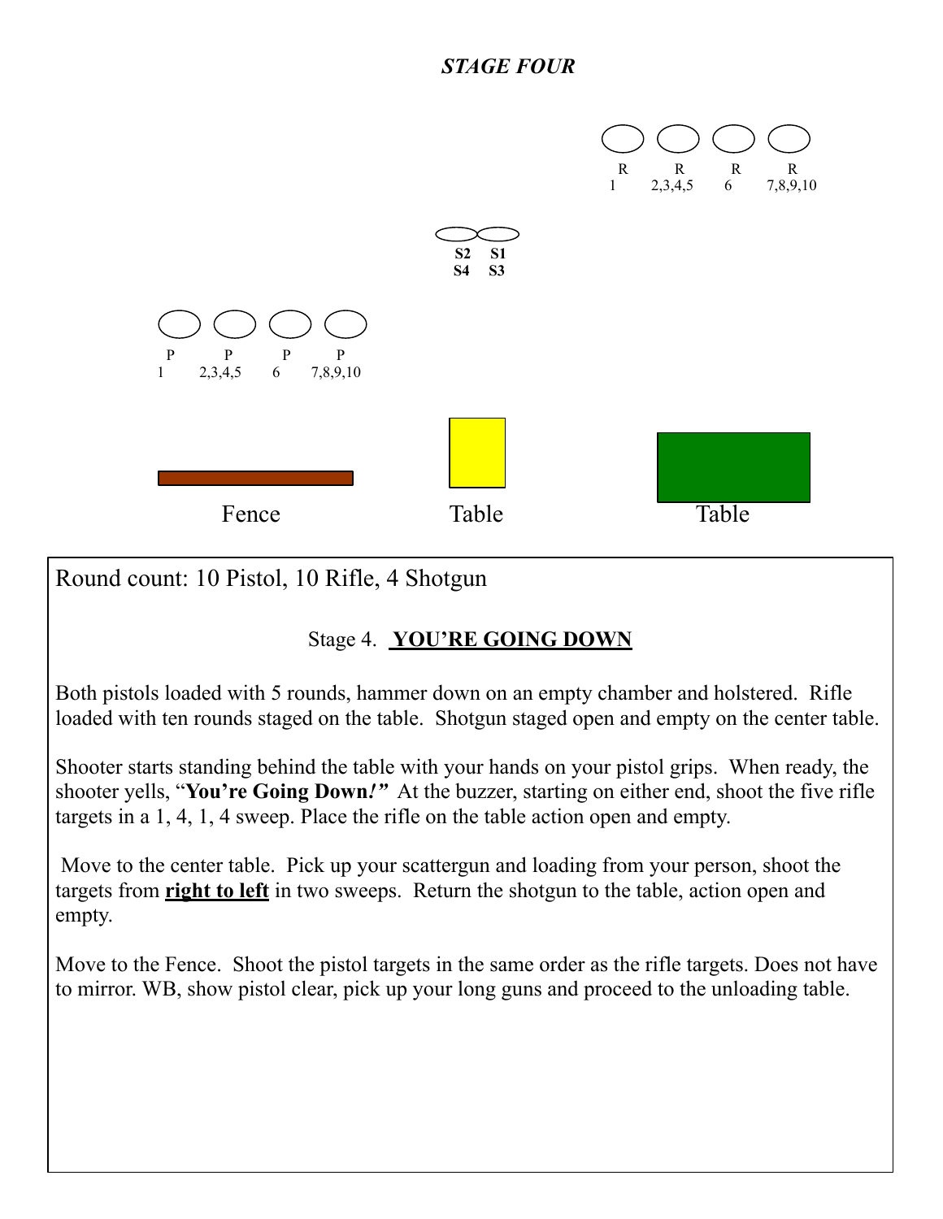# *STAGE FOUR*

R 1    R 2,3,4,5    R 6    R 7,8,9,10

S2 S4    S1 S3

P 1    P 2,3,4,5    P 6    P 7,8,9,10

Fence    Table    Table

Round count: 10 Pistol, 10 Rifle, 4 Shotgun

Stage 4. **YOU'RE GOING DOWN**

Both pistols loaded with 5 rounds, hammer down on an empty chamber and holstered. Rifle loaded with ten rounds staged on the table. Shotgun staged open and empty on the center table.

Shooter starts standing behind the table with your hands on your pistol grips. When ready, the shooter yells, "**You're Going Down!**" At the buzzer, starting on either end, shoot the five rifle targets in a 1, 4, 1, 4 sweep. Place the rifle on the table action open and empty.

Move to the center table. Pick up your scattergun and loading from your person, shoot the targets from **right to left** in two sweeps. Return the shotgun to the table, action open and empty.

Move to the Fence. Shoot the pistol targets in the same order as the rifle targets. Does not have to mirror. WB, show pistol clear, pick up your long guns and proceed to the unloading table.